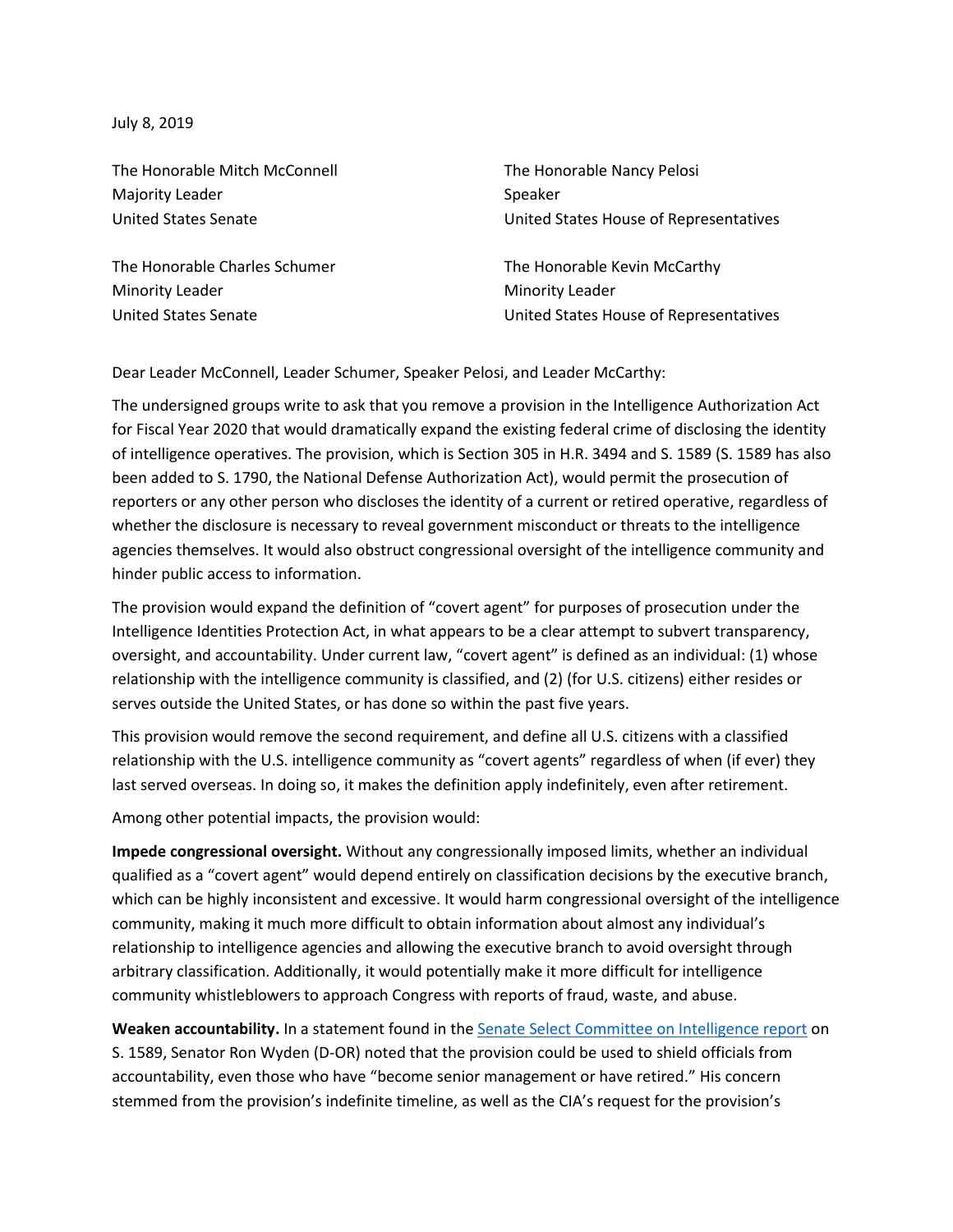July 8, 2019

The Honorable Mitch McConnell
Majority Leader
United States Senate

The Honorable Charles Schumer
Minority Leader
United States Senate

The Honorable Nancy Pelosi
Speaker
United States House of Representatives

The Honorable Kevin McCarthy
Minority Leader
United States House of Representatives

Dear Leader McConnell, Leader Schumer, Speaker Pelosi, and Leader McCarthy:

The undersigned groups write to ask that you remove a provision in the Intelligence Authorization Act for Fiscal Year 2020 that would dramatically expand the existing federal crime of disclosing the identity of intelligence operatives. The provision, which is Section 305 in H.R. 3494 and S. 1589 (S. 1589 has also been added to S. 1790, the National Defense Authorization Act), would permit the prosecution of reporters or any other person who discloses the identity of a current or retired operative, regardless of whether the disclosure is necessary to reveal government misconduct or threats to the intelligence agencies themselves. It would also obstruct congressional oversight of the intelligence community and hinder public access to information.

The provision would expand the definition of "covert agent" for purposes of prosecution under the Intelligence Identities Protection Act, in what appears to be a clear attempt to subvert transparency, oversight, and accountability. Under current law, "covert agent" is defined as an individual: (1) whose relationship with the intelligence community is classified, and (2) (for U.S. citizens) either resides or serves outside the United States, or has done so within the past five years.

This provision would remove the second requirement, and define all U.S. citizens with a classified relationship with the U.S. intelligence community as "covert agents" regardless of when (if ever) they last served overseas. In doing so, it makes the definition apply indefinitely, even after retirement.

Among other potential impacts, the provision would:

**Impede congressional oversight.** Without any congressionally imposed limits, whether an individual qualified as a "covert agent" would depend entirely on classification decisions by the executive branch, which can be highly inconsistent and excessive. It would harm congressional oversight of the intelligence community, making it much more difficult to obtain information about almost any individual's relationship to intelligence agencies and allowing the executive branch to avoid oversight through arbitrary classification. Additionally, it would potentially make it more difficult for intelligence community whistleblowers to approach Congress with reports of fraud, waste, and abuse.

**Weaken accountability.** In a statement found in the Senate Select Committee on Intelligence report on S. 1589, Senator Ron Wyden (D-OR) noted that the provision could be used to shield officials from accountability, even those who have "become senior management or have retired." His concern stemmed from the provision's indefinite timeline, as well as the CIA's request for the provision's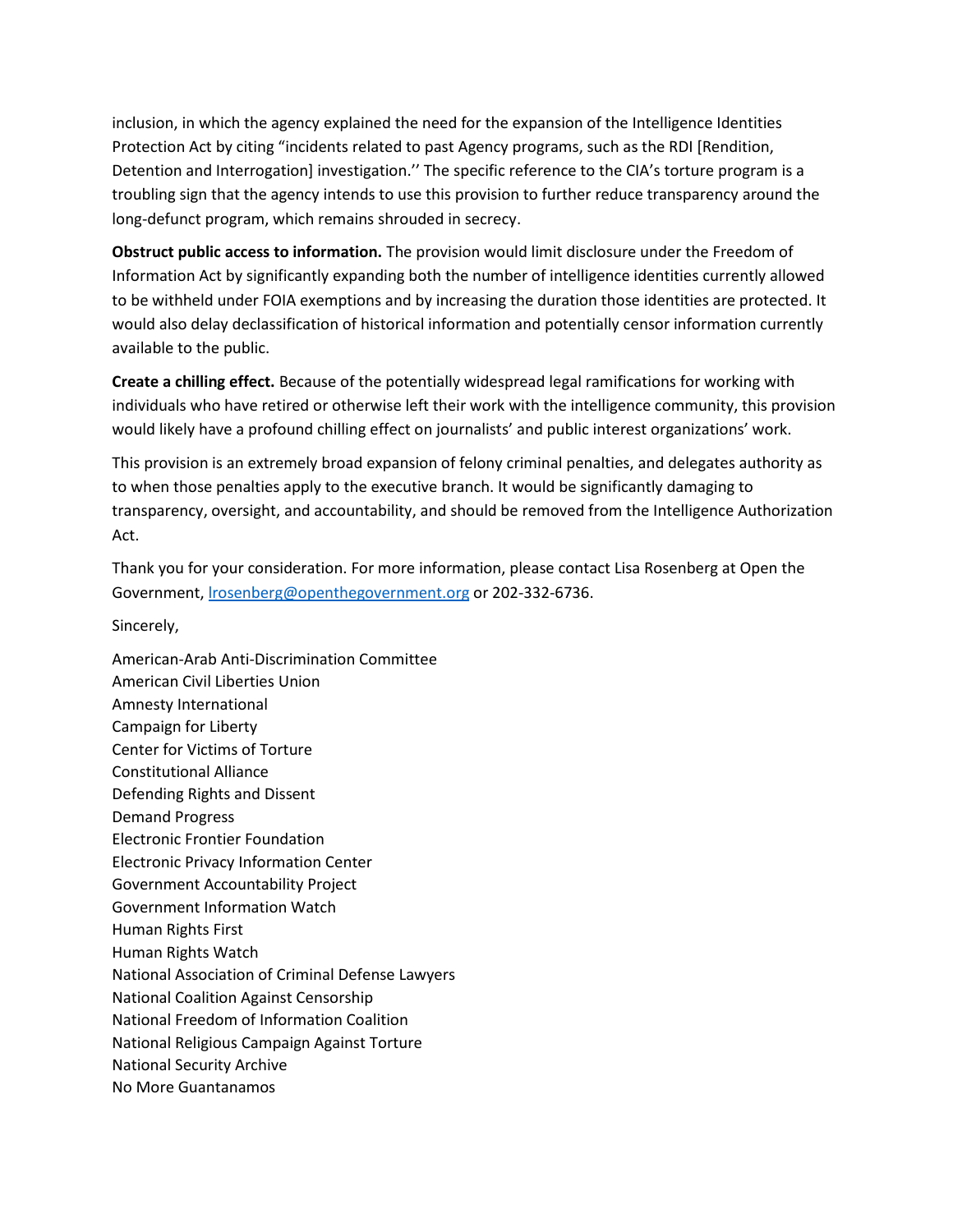inclusion, in which the agency explained the need for the expansion of the Intelligence Identities Protection Act by citing "incidents related to past Agency programs, such as the RDI [Rendition, Detention and Interrogation] investigation.'' The specific reference to the CIA's torture program is a troubling sign that the agency intends to use this provision to further reduce transparency around the long-defunct program, which remains shrouded in secrecy.

**Obstruct public access to information.** The provision would limit disclosure under the Freedom of Information Act by significantly expanding both the number of intelligence identities currently allowed to be withheld under FOIA exemptions and by increasing the duration those identities are protected. It would also delay declassification of historical information and potentially censor information currently available to the public.

**Create a chilling effect.** Because of the potentially widespread legal ramifications for working with individuals who have retired or otherwise left their work with the intelligence community, this provision would likely have a profound chilling effect on journalists' and public interest organizations' work.

This provision is an extremely broad expansion of felony criminal penalties, and delegates authority as to when those penalties apply to the executive branch. It would be significantly damaging to transparency, oversight, and accountability, and should be removed from the Intelligence Authorization Act.

Thank you for your consideration. For more information, please contact Lisa Rosenberg at Open the Government, lrosenberg@openthegovernment.org or 202-332-6736.

Sincerely,

American-Arab Anti-Discrimination Committee
American Civil Liberties Union
Amnesty International
Campaign for Liberty
Center for Victims of Torture
Constitutional Alliance
Defending Rights and Dissent
Demand Progress
Electronic Frontier Foundation
Electronic Privacy Information Center
Government Accountability Project
Government Information Watch
Human Rights First
Human Rights Watch
National Association of Criminal Defense Lawyers
National Coalition Against Censorship
National Freedom of Information Coalition
National Religious Campaign Against Torture
National Security Archive
No More Guantanamos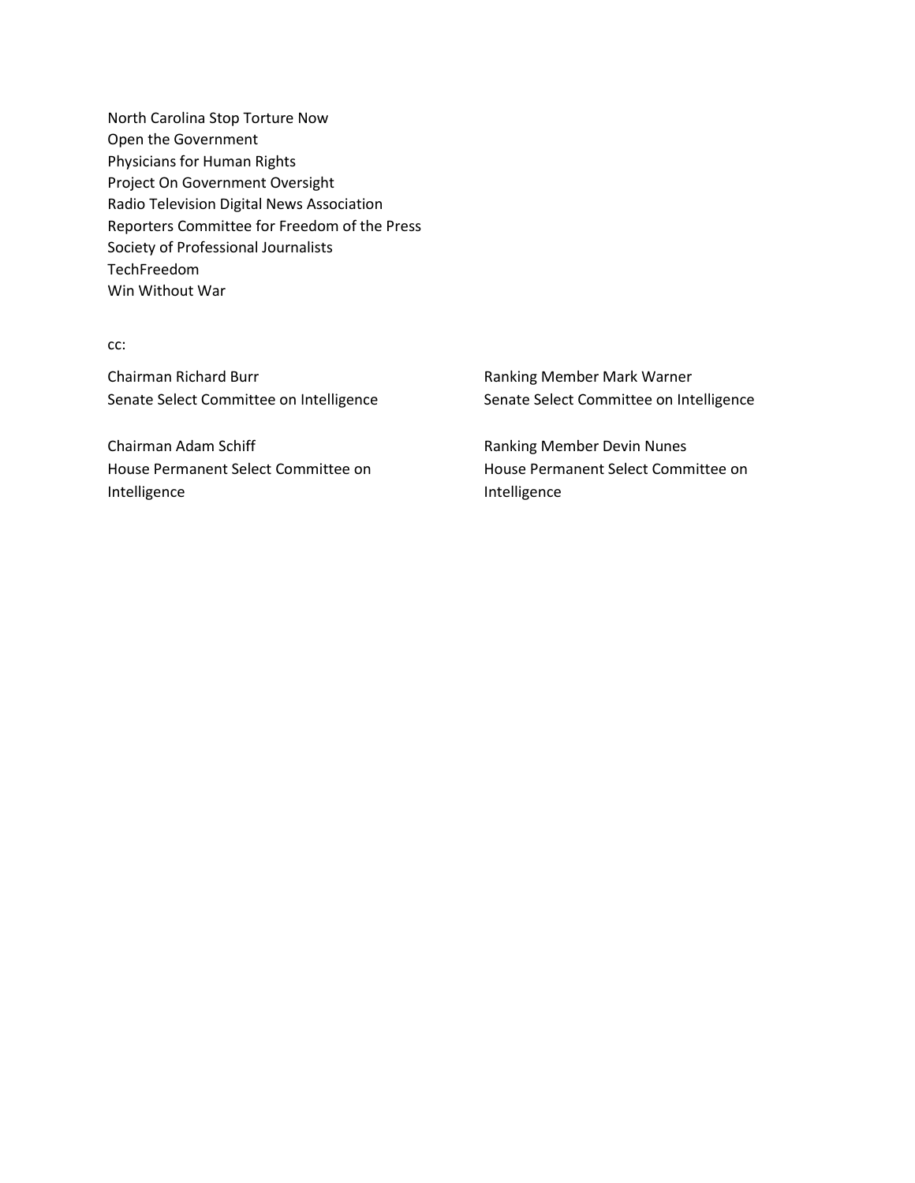North Carolina Stop Torture Now
Open the Government
Physicians for Human Rights
Project On Government Oversight
Radio Television Digital News Association
Reporters Committee for Freedom of the Press
Society of Professional Journalists
TechFreedom
Win Without War

cc:

Chairman Richard Burr
Senate Select Committee on Intelligence

Ranking Member Mark Warner
Senate Select Committee on Intelligence

Chairman Adam Schiff
House Permanent Select Committee on Intelligence

Ranking Member Devin Nunes
House Permanent Select Committee on Intelligence